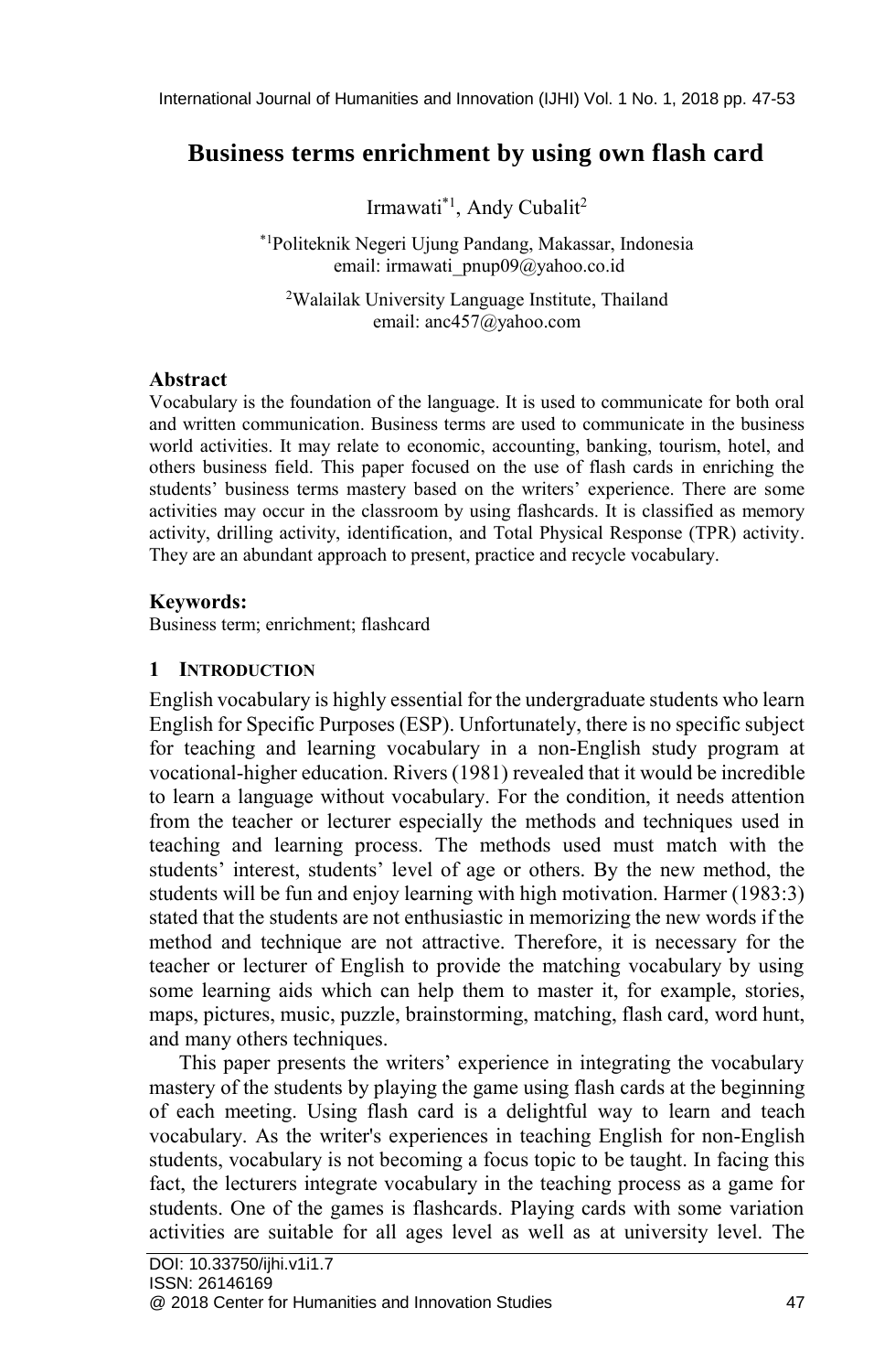# Business terms enrichment by using own flash card

Irmawati[*1], Andy Cubalit[2]

[*1]Politeknik Negeri Ujung Pandang, Makassar, Indonesia
email: irmawati_pnup09@yahoo.co.id

[2]Walailak University Language Institute, Thailand
email: anc457@yahoo.com

## Abstract

Vocabulary is the foundation of the language. It is used to communicate for both oral and written communication. Business terms are used to communicate in the business world activities. It may relate to economic, accounting, banking, tourism, hotel, and others business field. This paper focused on the use of flash cards in enriching the students' business terms mastery based on the writers' experience. There are some activities may occur in the classroom by using flashcards. It is classified as memory activity, drilling activity, identification, and Total Physical Response (TPR) activity. They are an abundant approach to present, practice and recycle vocabulary.

## Keywords:

Business term; enrichment; flashcard

## 1 Introduction

English vocabulary is highly essential for the undergraduate students who learn English for Specific Purposes (ESP). Unfortunately, there is no specific subject for teaching and learning vocabulary in a non-English study program at vocational-higher education. Rivers (1981) revealed that it would be incredible to learn a language without vocabulary. For the condition, it needs attention from the teacher or lecturer especially the methods and techniques used in teaching and learning process. The methods used must match with the students' interest, students' level of age or others. By the new method, the students will be fun and enjoy learning with high motivation. Harmer (1983:3) stated that the students are not enthusiastic in memorizing the new words if the method and technique are not attractive. Therefore, it is necessary for the teacher or lecturer of English to provide the matching vocabulary by using some learning aids which can help them to master it, for example, stories, maps, pictures, music, puzzle, brainstorming, matching, flash card, word hunt, and many others techniques.

This paper presents the writers' experience in integrating the vocabulary mastery of the students by playing the game using flash cards at the beginning of each meeting. Using flash card is a delightful way to learn and teach vocabulary. As the writer's experiences in teaching English for non-English students, vocabulary is not becoming a focus topic to be taught. In facing this fact, the lecturers integrate vocabulary in the teaching process as a game for students. One of the games is flashcards. Playing cards with some variation activities are suitable for all ages level as well as at university level. The

DOI: 10.33750/ijhi.v1i1.7
ISSN: 26146169
@ 2018 Center for Humanities and Innovation Studies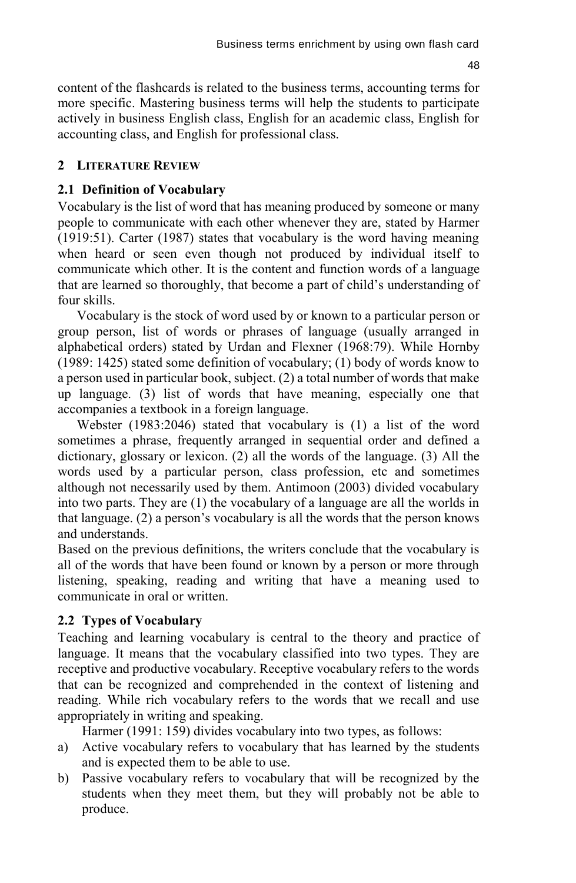content of the flashcards is related to the business terms, accounting terms for more specific. Mastering business terms will help the students to participate actively in business English class, English for an academic class, English for accounting class, and English for professional class.

## 2 LITERATURE REVIEW

### 2.1 Definition of Vocabulary

Vocabulary is the list of word that has meaning produced by someone or many people to communicate with each other whenever they are, stated by Harmer (1919:51). Carter (1987) states that vocabulary is the word having meaning when heard or seen even though not produced by individual itself to communicate which other. It is the content and function words of a language that are learned so thoroughly, that become a part of child's understanding of four skills.

Vocabulary is the stock of word used by or known to a particular person or group person, list of words or phrases of language (usually arranged in alphabetical orders) stated by Urdan and Flexner (1968:79). While Hornby (1989: 1425) stated some definition of vocabulary; (1) body of words know to a person used in particular book, subject. (2) a total number of words that make up language. (3) list of words that have meaning, especially one that accompanies a textbook in a foreign language.

Webster (1983:2046) stated that vocabulary is (1) a list of the word sometimes a phrase, frequently arranged in sequential order and defined a dictionary, glossary or lexicon. (2) all the words of the language. (3) All the words used by a particular person, class profession, etc and sometimes although not necessarily used by them. Antimoon (2003) divided vocabulary into two parts. They are (1) the vocabulary of a language are all the worlds in that language. (2) a person's vocabulary is all the words that the person knows and understands.

Based on the previous definitions, the writers conclude that the vocabulary is all of the words that have been found or known by a person or more through listening, speaking, reading and writing that have a meaning used to communicate in oral or written.

### 2.2 Types of Vocabulary

Teaching and learning vocabulary is central to the theory and practice of language. It means that the vocabulary classified into two types. They are receptive and productive vocabulary. Receptive vocabulary refers to the words that can be recognized and comprehended in the context of listening and reading. While rich vocabulary refers to the words that we recall and use appropriately in writing and speaking.

Harmer (1991: 159) divides vocabulary into two types, as follows:

a) Active vocabulary refers to vocabulary that has learned by the students and is expected them to be able to use.
b) Passive vocabulary refers to vocabulary that will be recognized by the students when they meet them, but they will probably not be able to produce.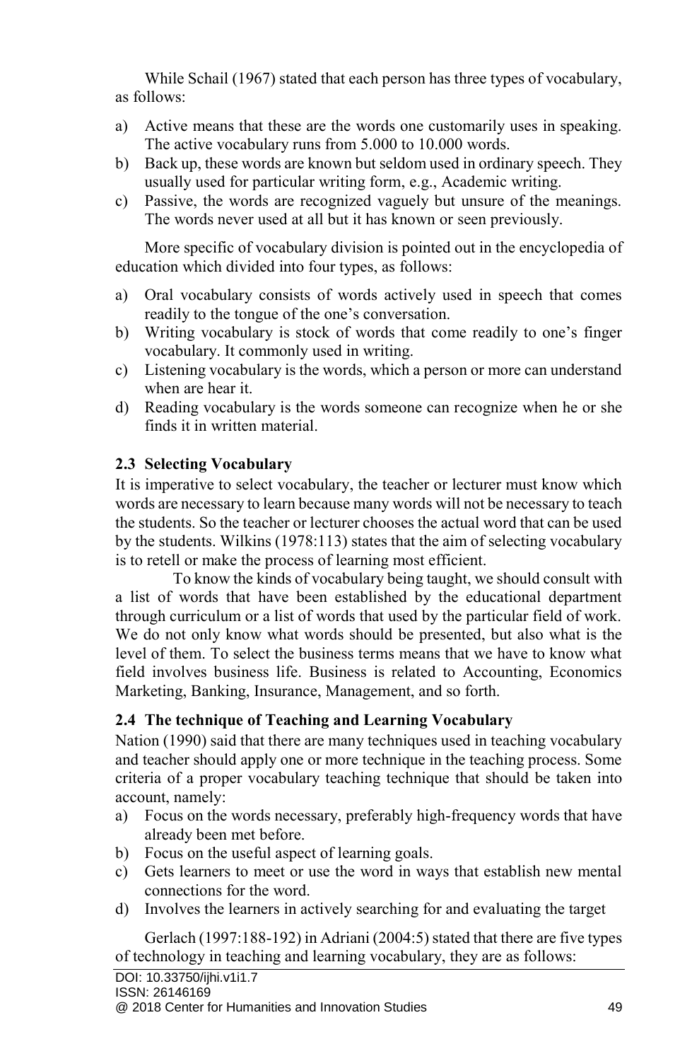While Schail (1967) stated that each person has three types of vocabulary, as follows:

a) Active means that these are the words one customarily uses in speaking. The active vocabulary runs from 5.000 to 10.000 words.
b) Back up, these words are known but seldom used in ordinary speech. They usually used for particular writing form, e.g., Academic writing.
c) Passive, the words are recognized vaguely but unsure of the meanings. The words never used at all but it has known or seen previously.

More specific of vocabulary division is pointed out in the encyclopedia of education which divided into four types, as follows:

a) Oral vocabulary consists of words actively used in speech that comes readily to the tongue of the one's conversation.
b) Writing vocabulary is stock of words that come readily to one's finger vocabulary. It commonly used in writing.
c) Listening vocabulary is the words, which a person or more can understand when are hear it.
d) Reading vocabulary is the words someone can recognize when he or she finds it in written material.

### 2.3 Selecting Vocabulary

It is imperative to select vocabulary, the teacher or lecturer must know which words are necessary to learn because many words will not be necessary to teach the students. So the teacher or lecturer chooses the actual word that can be used by the students. Wilkins (1978:113) states that the aim of selecting vocabulary is to retell or make the process of learning most efficient.

To know the kinds of vocabulary being taught, we should consult with a list of words that have been established by the educational department through curriculum or a list of words that used by the particular field of work. We do not only know what words should be presented, but also what is the level of them. To select the business terms means that we have to know what field involves business life. Business is related to Accounting, Economics Marketing, Banking, Insurance, Management, and so forth.

### 2.4 The technique of Teaching and Learning Vocabulary

Nation (1990) said that there are many techniques used in teaching vocabulary and teacher should apply one or more technique in the teaching process. Some criteria of a proper vocabulary teaching technique that should be taken into account, namely:

a) Focus on the words necessary, preferably high-frequency words that have already been met before.
b) Focus on the useful aspect of learning goals.
c) Gets learners to meet or use the word in ways that establish new mental connections for the word.
d) Involves the learners in actively searching for and evaluating the target

Gerlach (1997:188-192) in Adriani (2004:5) stated that there are five types of technology in teaching and learning vocabulary, they are as follows: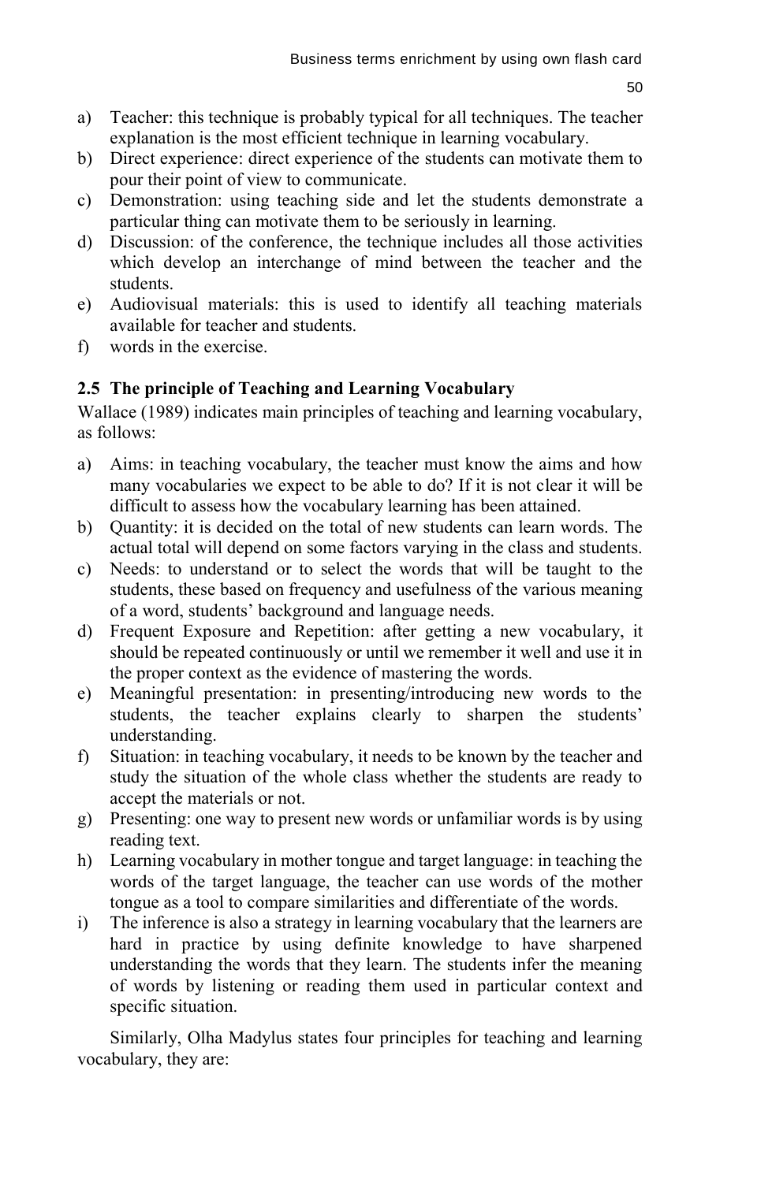a) Teacher: this technique is probably typical for all techniques. The teacher explanation is the most efficient technique in learning vocabulary.
b) Direct experience: direct experience of the students can motivate them to pour their point of view to communicate.
c) Demonstration: using teaching side and let the students demonstrate a particular thing can motivate them to be seriously in learning.
d) Discussion: of the conference, the technique includes all those activities which develop an interchange of mind between the teacher and the students.
e) Audiovisual materials: this is used to identify all teaching materials available for teacher and students.
f) words in the exercise.

## 2.5 The principle of Teaching and Learning Vocabulary

Wallace (1989) indicates main principles of teaching and learning vocabulary, as follows:

a) Aims: in teaching vocabulary, the teacher must know the aims and how many vocabularies we expect to be able to do? If it is not clear it will be difficult to assess how the vocabulary learning has been attained.
b) Quantity: it is decided on the total of new students can learn words. The actual total will depend on some factors varying in the class and students.
c) Needs: to understand or to select the words that will be taught to the students, these based on frequency and usefulness of the various meaning of a word, students' background and language needs.
d) Frequent Exposure and Repetition: after getting a new vocabulary, it should be repeated continuously or until we remember it well and use it in the proper context as the evidence of mastering the words.
e) Meaningful presentation: in presenting/introducing new words to the students, the teacher explains clearly to sharpen the students' understanding.
f) Situation: in teaching vocabulary, it needs to be known by the teacher and study the situation of the whole class whether the students are ready to accept the materials or not.
g) Presenting: one way to present new words or unfamiliar words is by using reading text.
h) Learning vocabulary in mother tongue and target language: in teaching the words of the target language, the teacher can use words of the mother tongue as a tool to compare similarities and differentiate of the words.
i) The inference is also a strategy in learning vocabulary that the learners are hard in practice by using definite knowledge to have sharpened understanding the words that they learn. The students infer the meaning of words by listening or reading them used in particular context and specific situation.

Similarly, Olha Madylus states four principles for teaching and learning vocabulary, they are: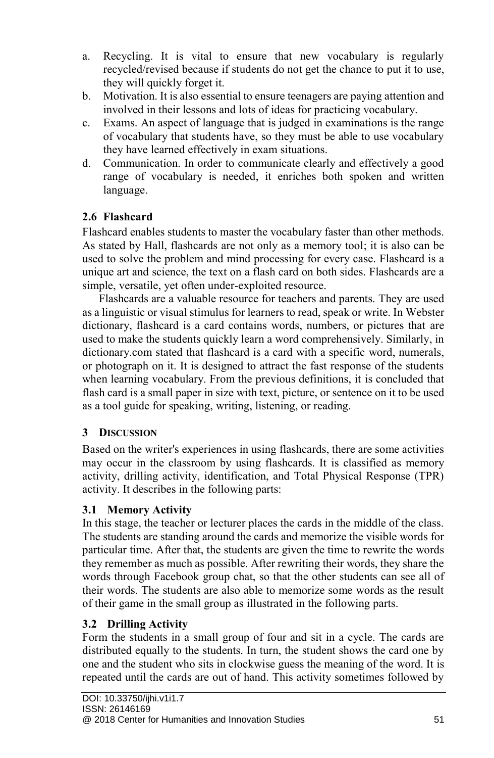a. Recycling. It is vital to ensure that new vocabulary is regularly recycled/revised because if students do not get the chance to put it to use, they will quickly forget it.
b. Motivation. It is also essential to ensure teenagers are paying attention and involved in their lessons and lots of ideas for practicing vocabulary.
c. Exams. An aspect of language that is judged in examinations is the range of vocabulary that students have, so they must be able to use vocabulary they have learned effectively in exam situations.
d. Communication. In order to communicate clearly and effectively a good range of vocabulary is needed, it enriches both spoken and written language.

### 2.6 Flashcard

Flashcard enables students to master the vocabulary faster than other methods. As stated by Hall, flashcards are not only as a memory tool; it is also can be used to solve the problem and mind processing for every case. Flashcard is a unique art and science, the text on a flash card on both sides. Flashcards are a simple, versatile, yet often under-exploited resource.

Flashcards are a valuable resource for teachers and parents. They are used as a linguistic or visual stimulus for learners to read, speak or write. In Webster dictionary, flashcard is a card contains words, numbers, or pictures that are used to make the students quickly learn a word comprehensively. Similarly, in dictionary.com stated that flashcard is a card with a specific word, numerals, or photograph on it. It is designed to attract the fast response of the students when learning vocabulary. From the previous definitions, it is concluded that flash card is a small paper in size with text, picture, or sentence on it to be used as a tool guide for speaking, writing, listening, or reading.

## 3 DISCUSSION

Based on the writer's experiences in using flashcards, there are some activities may occur in the classroom by using flashcards. It is classified as memory activity, drilling activity, identification, and Total Physical Response (TPR) activity. It describes in the following parts:

### 3.1 Memory Activity

In this stage, the teacher or lecturer places the cards in the middle of the class. The students are standing around the cards and memorize the visible words for particular time. After that, the students are given the time to rewrite the words they remember as much as possible. After rewriting their words, they share the words through Facebook group chat, so that the other students can see all of their words. The students are also able to memorize some words as the result of their game in the small group as illustrated in the following parts.

### 3.2 Drilling Activity

Form the students in a small group of four and sit in a cycle. The cards are distributed equally to the students. In turn, the student shows the card one by one and the student who sits in clockwise guess the meaning of the word. It is repeated until the cards are out of hand. This activity sometimes followed by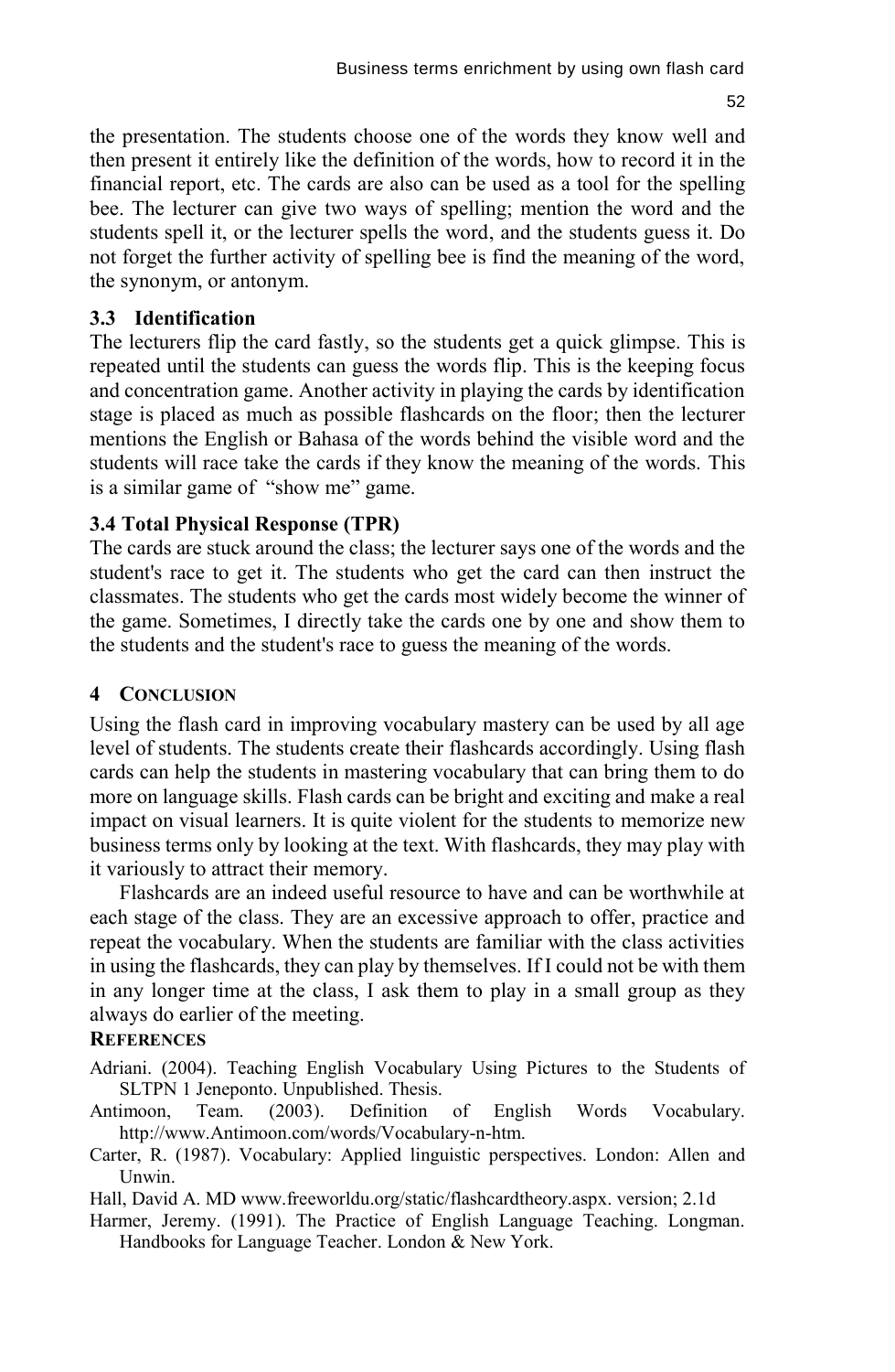the presentation. The students choose one of the words they know well and then present it entirely like the definition of the words, how to record it in the financial report, etc. The cards are also can be used as a tool for the spelling bee. The lecturer can give two ways of spelling; mention the word and the students spell it, or the lecturer spells the word, and the students guess it. Do not forget the further activity of spelling bee is find the meaning of the word, the synonym, or antonym.

### 3.3 Identification

The lecturers flip the card fastly, so the students get a quick glimpse. This is repeated until the students can guess the words flip. This is the keeping focus and concentration game. Another activity in playing the cards by identification stage is placed as much as possible flashcards on the floor; then the lecturer mentions the English or Bahasa of the words behind the visible word and the students will race take the cards if they know the meaning of the words. This is a similar game of "show me" game.

### 3.4 Total Physical Response (TPR)

The cards are stuck around the class; the lecturer says one of the words and the student's race to get it. The students who get the card can then instruct the classmates. The students who get the cards most widely become the winner of the game. Sometimes, I directly take the cards one by one and show them to the students and the student's race to guess the meaning of the words.

## 4 CONCLUSION

Using the flash card in improving vocabulary mastery can be used by all age level of students. The students create their flashcards accordingly. Using flash cards can help the students in mastering vocabulary that can bring them to do more on language skills. Flash cards can be bright and exciting and make a real impact on visual learners. It is quite violent for the students to memorize new business terms only by looking at the text. With flashcards, they may play with it variously to attract their memory.

Flashcards are an indeed useful resource to have and can be worthwhile at each stage of the class. They are an excessive approach to offer, practice and repeat the vocabulary. When the students are familiar with the class activities in using the flashcards, they can play by themselves. If I could not be with them in any longer time at the class, I ask them to play in a small group as they always do earlier of the meeting.

**REFERENCES**

Adriani. (2004). Teaching English Vocabulary Using Pictures to the Students of SLTPN 1 Jeneponto. Unpublished. Thesis.

Antimoon, Team. (2003). Definition of English Words Vocabulary. http://www.Antimoon.com/words/Vocabulary-n-htm.

Carter, R. (1987). Vocabulary: Applied linguistic perspectives. London: Allen and Unwin.

Hall, David A. MD www.freeworldu.org/static/flashcardtheory.aspx. version; 2.1d

Harmer, Jeremy. (1991). The Practice of English Language Teaching. Longman. Handbooks for Language Teacher. London & New York.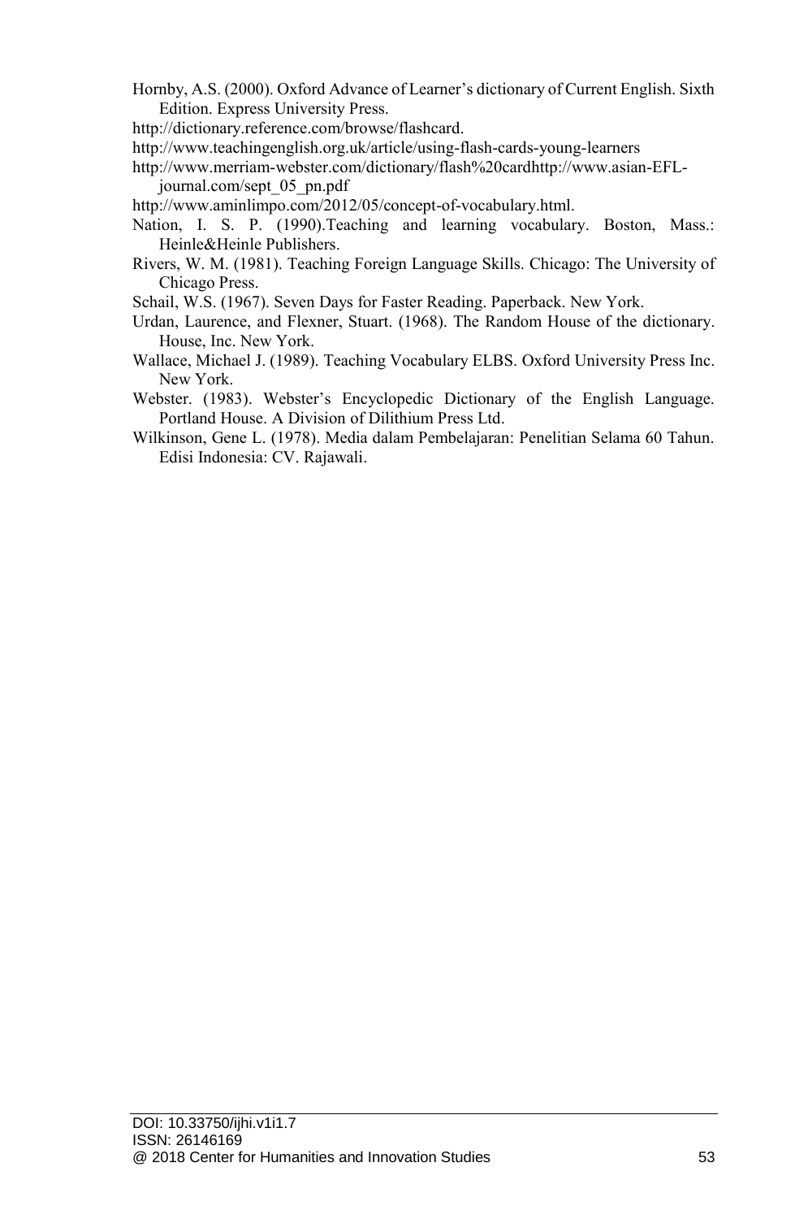Hornby, A.S. (2000). Oxford Advance of Learner's dictionary of Current English. Sixth Edition. Express University Press.

http://dictionary.reference.com/browse/flashcard.

http://www.teachingenglish.org.uk/article/using-flash-cards-young-learners

http://www.merriam-webster.com/dictionary/flash%20cardhttp://www.asian-EFL-journal.com/sept_05_pn.pdf

http://www.aminlimpo.com/2012/05/concept-of-vocabulary.html.

Nation, I. S. P. (1990).Teaching and learning vocabulary. Boston, Mass.: Heinle&Heinle Publishers.

Rivers, W. M. (1981). Teaching Foreign Language Skills. Chicago: The University of Chicago Press.

Schail, W.S. (1967). Seven Days for Faster Reading. Paperback. New York.

Urdan, Laurence, and Flexner, Stuart. (1968). The Random House of the dictionary. House, Inc. New York.

Wallace, Michael J. (1989). Teaching Vocabulary ELBS. Oxford University Press Inc. New York.

Webster. (1983). Webster's Encyclopedic Dictionary of the English Language. Portland House. A Division of Dilithium Press Ltd.

Wilkinson, Gene L. (1978). Media dalam Pembelajaran: Penelitian Selama 60 Tahun. Edisi Indonesia: CV. Rajawali.